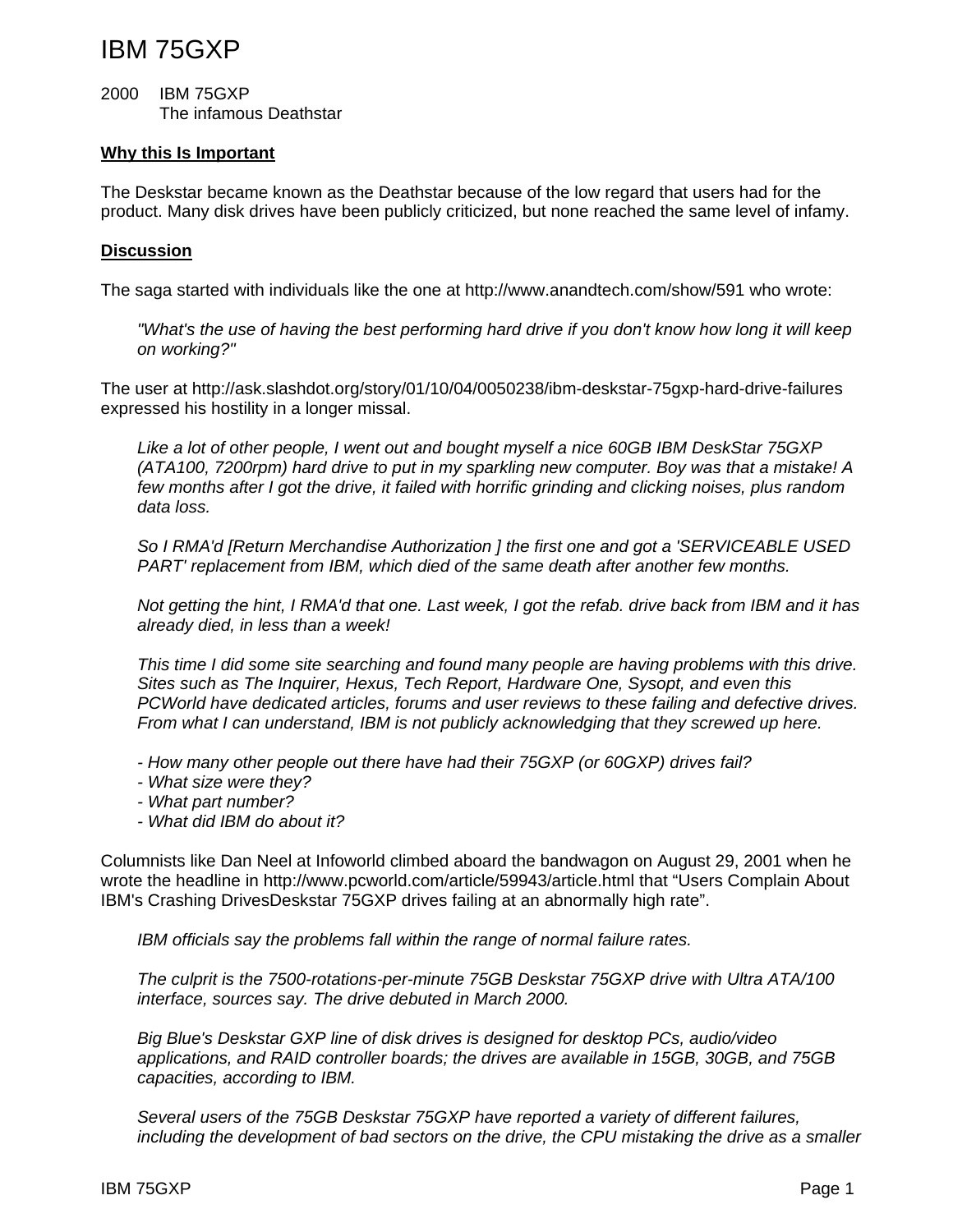# IBM 75GXP

2000 IBM 75GXP
The infamous Deathstar

**Why this Is Important**

The Deskstar became known as the Deathstar because of the low regard that users had for the product. Many disk drives have been publicly criticized, but none reached the same level of infamy.

**Discussion**

The saga started with individuals like the one at http://www.anandtech.com/show/591 who wrote:

> *"What's the use of having the best performing hard drive if you don't know how long it will keep on working?"*

The user at http://ask.slashdot.org/story/01/10/04/0050238/ibm-deskstar-75gxp-hard-drive-failures expressed his hostility in a longer missal.

> *Like a lot of other people, I went out and bought myself a nice 60GB IBM DeskStar 75GXP (ATA100, 7200rpm) hard drive to put in my sparkling new computer. Boy was that a mistake! A few months after I got the drive, it failed with horrific grinding and clicking noises, plus random data loss.*
>
> *So I RMA'd [Return Merchandise Authorization ] the first one and got a 'SERVICEABLE USED PART' replacement from IBM, which died of the same death after another few months.*
>
> *Not getting the hint, I RMA'd that one. Last week, I got the refab. drive back from IBM and it has already died, in less than a week!*
>
> *This time I did some site searching and found many people are having problems with this drive. Sites such as The Inquirer, Hexus, Tech Report, Hardware One, Sysopt, and even this PCWorld have dedicated articles, forums and user reviews to these failing and defective drives. From what I can understand, IBM is not publicly acknowledging that they screwed up here.*
>
> *- How many other people out there have had their 75GXP (or 60GXP) drives fail?*
> *- What size were they?*
> *- What part number?*
> *- What did IBM do about it?*

Columnists like Dan Neel at Infoworld climbed aboard the bandwagon on August 29, 2001 when he wrote the headline in http://www.pcworld.com/article/59943/article.html that "Users Complain About IBM's Crashing DrivesDeskstar 75GXP drives failing at an abnormally high rate".

> *IBM officials say the problems fall within the range of normal failure rates.*
>
> *The culprit is the 7500-rotations-per-minute 75GB Deskstar 75GXP drive with Ultra ATA/100 interface, sources say. The drive debuted in March 2000.*
>
> *Big Blue's Deskstar GXP line of disk drives is designed for desktop PCs, audio/video applications, and RAID controller boards; the drives are available in 15GB, 30GB, and 75GB capacities, according to IBM.*
>
> *Several users of the 75GB Deskstar 75GXP have reported a variety of different failures, including the development of bad sectors on the drive, the CPU mistaking the drive as a smaller*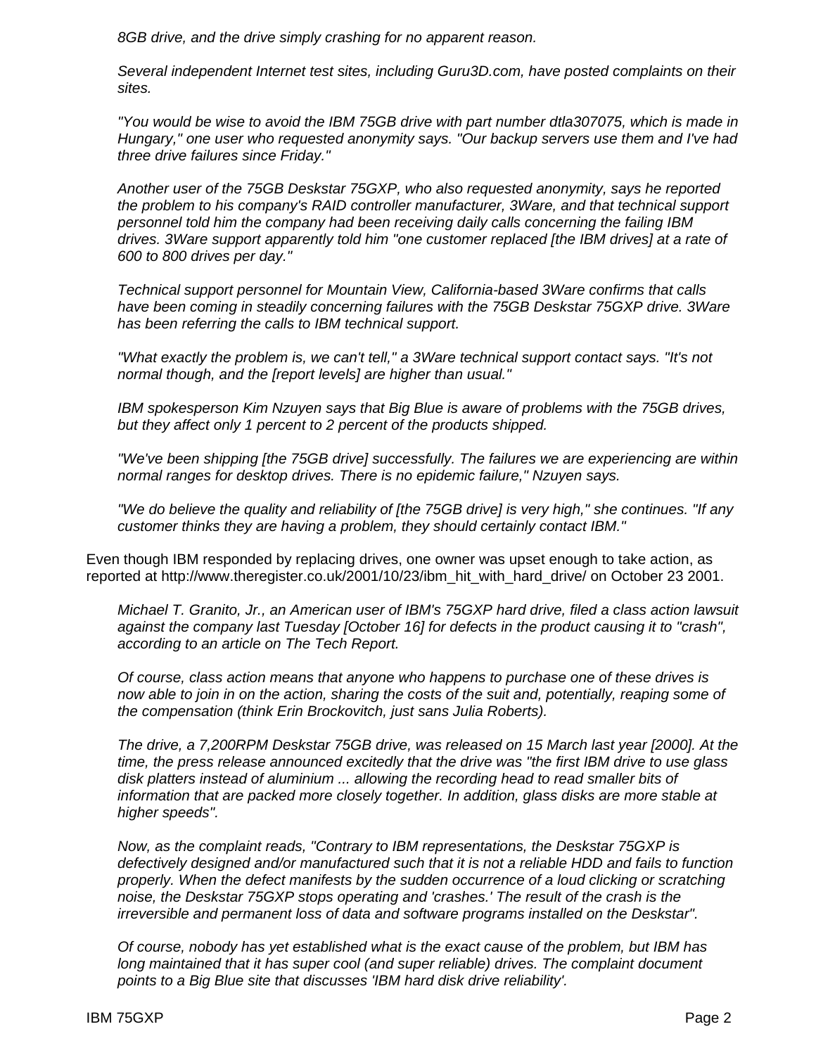*8GB drive, and the drive simply crashing for no apparent reason.*

> *Several independent Internet test sites, including Guru3D.com, have posted complaints on their sites.*
>
> *"You would be wise to avoid the IBM 75GB drive with part number dtla307075, which is made in Hungary," one user who requested anonymity says. "Our backup servers use them and I've had three drive failures since Friday."*
>
> *Another user of the 75GB Deskstar 75GXP, who also requested anonymity, says he reported the problem to his company's RAID controller manufacturer, 3Ware, and that technical support personnel told him the company had been receiving daily calls concerning the failing IBM drives. 3Ware support apparently told him "one customer replaced [the IBM drives] at a rate of 600 to 800 drives per day."*
>
> *Technical support personnel for Mountain View, California-based 3Ware confirms that calls have been coming in steadily concerning failures with the 75GB Deskstar 75GXP drive. 3Ware has been referring the calls to IBM technical support.*
>
> *"What exactly the problem is, we can't tell," a 3Ware technical support contact says. "It's not normal though, and the [report levels] are higher than usual."*
>
> *IBM spokesperson Kim Nzuyen says that Big Blue is aware of problems with the 75GB drives, but they affect only 1 percent to 2 percent of the products shipped.*
>
> *"We've been shipping [the 75GB drive] successfully. The failures we are experiencing are within normal ranges for desktop drives. There is no epidemic failure," Nzuyen says.*
>
> *"We do believe the quality and reliability of [the 75GB drive] is very high," she continues. "If any customer thinks they are having a problem, they should certainly contact IBM."*

Even though IBM responded by replacing drives, one owner was upset enough to take action, as reported at http://www.theregister.co.uk/2001/10/23/ibm_hit_with_hard_drive/ on October 23 2001.

> *Michael T. Granito, Jr., an American user of IBM's 75GXP hard drive, filed a class action lawsuit against the company last Tuesday [October 16] for defects in the product causing it to "crash", according to an article on The Tech Report.*
>
> *Of course, class action means that anyone who happens to purchase one of these drives is now able to join in on the action, sharing the costs of the suit and, potentially, reaping some of the compensation (think Erin Brockovitch, just sans Julia Roberts).*
>
> *The drive, a 7,200RPM Deskstar 75GB drive, was released on 15 March last year [2000]. At the time, the press release announced excitedly that the drive was "the first IBM drive to use glass disk platters instead of aluminium ... allowing the recording head to read smaller bits of information that are packed more closely together. In addition, glass disks are more stable at higher speeds".*
>
> *Now, as the complaint reads, "Contrary to IBM representations, the Deskstar 75GXP is defectively designed and/or manufactured such that it is not a reliable HDD and fails to function properly. When the defect manifests by the sudden occurrence of a loud clicking or scratching noise, the Deskstar 75GXP stops operating and 'crashes.' The result of the crash is the irreversible and permanent loss of data and software programs installed on the Deskstar".*
>
> *Of course, nobody has yet established what is the exact cause of the problem, but IBM has long maintained that it has super cool (and super reliable) drives. The complaint document points to a Big Blue site that discusses 'IBM hard disk drive reliability'.*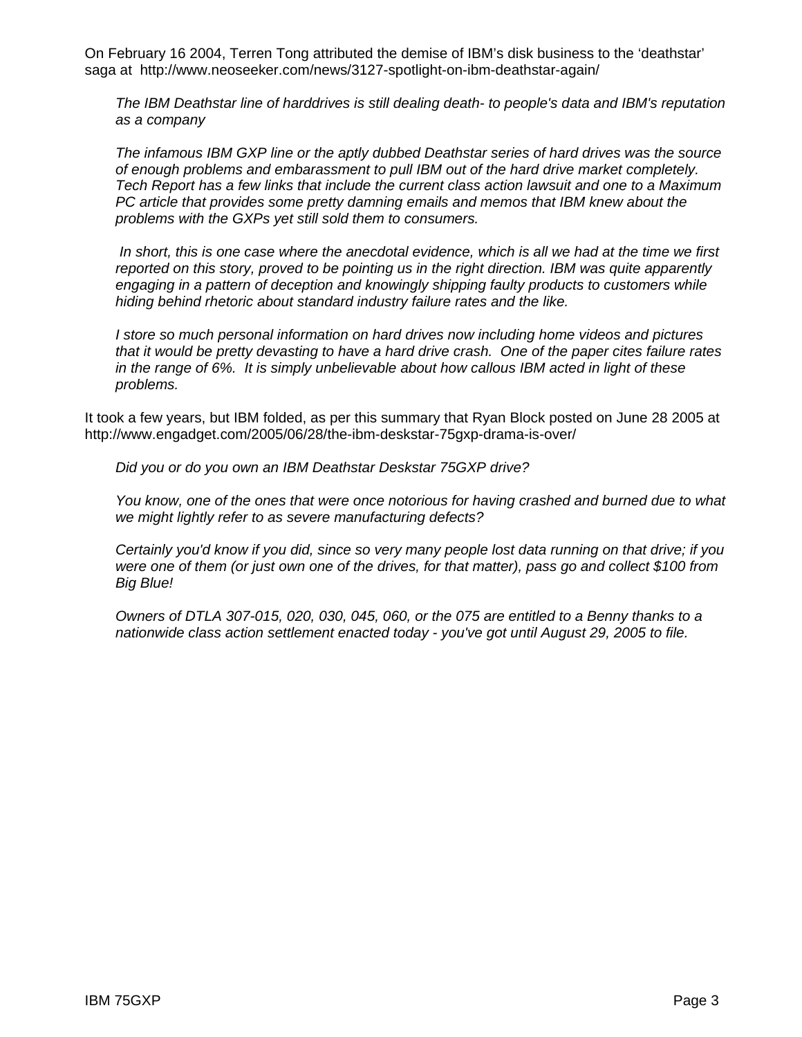On February 16 2004, Terren Tong attributed the demise of IBM's disk business to the 'deathstar' saga at http://www.neoseeker.com/news/3127-spotlight-on-ibm-deathstar-again/

> *The IBM Deathstar line of harddrives is still dealing death- to people's data and IBM's reputation as a company*
>
> *The infamous IBM GXP line or the aptly dubbed Deathstar series of hard drives was the source of enough problems and embarassment to pull IBM out of the hard drive market completely. Tech Report has a few links that include the current class action lawsuit and one to a Maximum PC article that provides some pretty damning emails and memos that IBM knew about the problems with the GXPs yet still sold them to consumers.*
>
> *In short, this is one case where the anecdotal evidence, which is all we had at the time we first reported on this story, proved to be pointing us in the right direction. IBM was quite apparently engaging in a pattern of deception and knowingly shipping faulty products to customers while hiding behind rhetoric about standard industry failure rates and the like.*
>
> *I store so much personal information on hard drives now including home videos and pictures that it would be pretty devasting to have a hard drive crash. One of the paper cites failure rates in the range of 6%. It is simply unbelievable about how callous IBM acted in light of these problems.*

It took a few years, but IBM folded, as per this summary that Ryan Block posted on June 28 2005 at http://www.engadget.com/2005/06/28/the-ibm-deskstar-75gxp-drama-is-over/

> *Did you or do you own an IBM Deathstar Deskstar 75GXP drive?*
>
> *You know, one of the ones that were once notorious for having crashed and burned due to what we might lightly refer to as severe manufacturing defects?*
>
> *Certainly you'd know if you did, since so very many people lost data running on that drive; if you were one of them (or just own one of the drives, for that matter), pass go and collect $100 from Big Blue!*
>
> *Owners of DTLA 307-015, 020, 030, 045, 060, or the 075 are entitled to a Benny thanks to a nationwide class action settlement enacted today - you've got until August 29, 2005 to file.*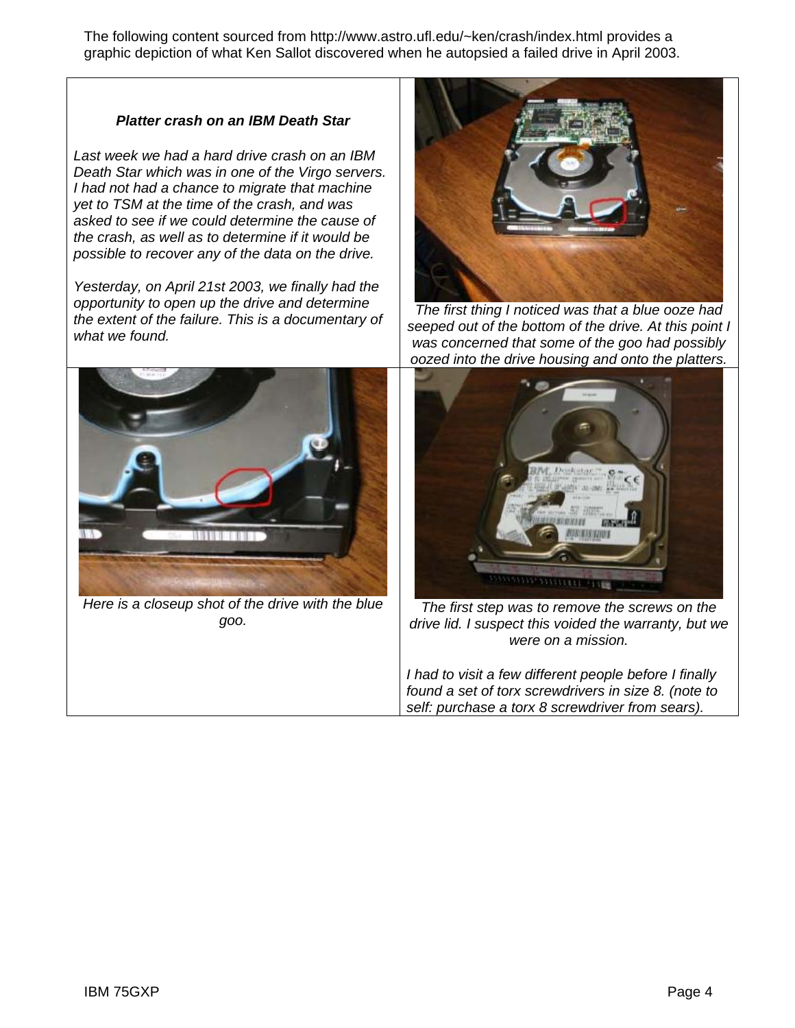The following content sourced from http://www.astro.ufl.edu/~ken/crash/index.html provides a graphic depiction of what Ken Sallot discovered when he autopsied a failed drive in April 2003.

***Platter crash on an IBM Death Star***

*Last week we had a hard drive crash on an IBM Death Star which was in one of the Virgo servers. I had not had a chance to migrate that machine yet to TSM at the time of the crash, and was asked to see if we could determine the cause of the crash, as well as to determine if it would be possible to recover any of the data on the drive.*

*Yesterday, on April 21st 2003, we finally had the opportunity to open up the drive and determine the extent of the failure. This is a documentary of what we found.*

*The first thing I noticed was that a blue ooze had seeped out of the bottom of the drive. At this point I was concerned that some of the goo had possibly oozed into the drive housing and onto the platters.*

*Here is a closeup shot of the drive with the blue goo.*

*The first step was to remove the screws on the drive lid. I suspect this voided the warranty, but we were on a mission.*

*I had to visit a few different people before I finally found a set of torx screwdrivers in size 8. (note to self: purchase a torx 8 screwdriver from sears).*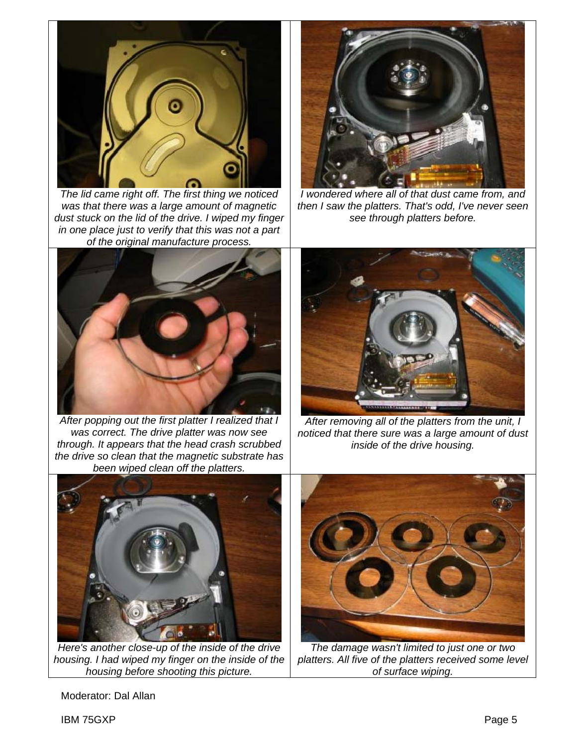*The lid came right off. The first thing we noticed was that there was a large amount of magnetic dust stuck on the lid of the drive. I wiped my finger in one place just to verify that this was not a part of the original manufacture process.*

*I wondered where all of that dust came from, and then I saw the platters. That's odd, I've never seen see through platters before.*

*After popping out the first platter I realized that I was correct. The drive platter was now see through. It appears that the head crash scrubbed the drive so clean that the magnetic substrate has been wiped clean off the platters.*

*After removing all of the platters from the unit, I noticed that there sure was a large amount of dust inside of the drive housing.*

*Here's another close-up of the inside of the drive housing. I had wiped my finger on the inside of the housing before shooting this picture.*

*The damage wasn't limited to just one or two platters. All five of the platters received some level of surface wiping.*

Moderator: Dal Allan